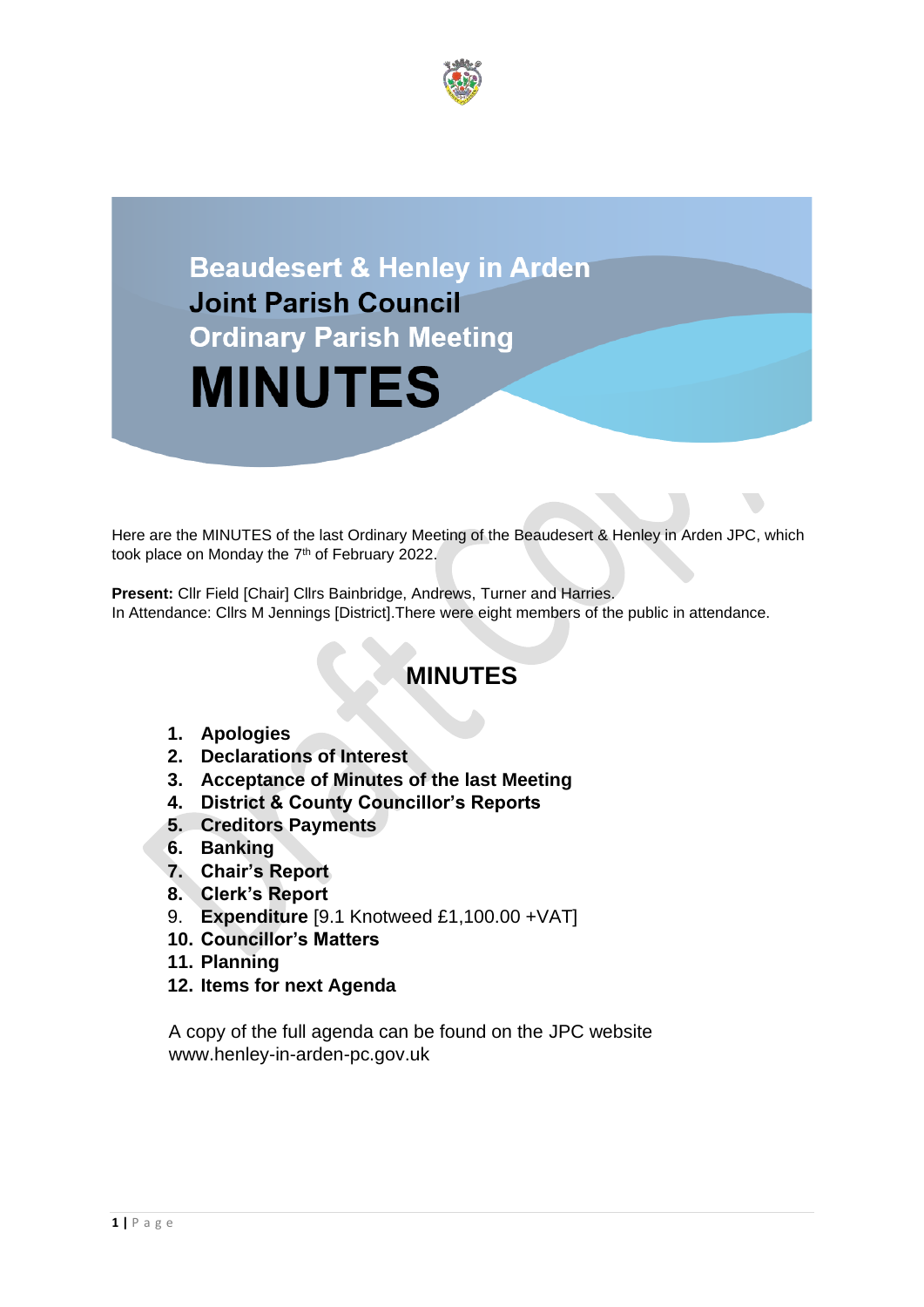# Beaudesert & Henley in Arden Joint Parish Council Ordinary Parish Meeting

# MINUTES

Here are the MINUTES of the last Ordinary Meeting of the Beaudesert & Henley in Arden JPC, which took place on Monday the 7th of February 2022.

**Present:** Cllr Field [Chair] Cllrs Bainbridge, Andrews, Turner and Harries.
In Attendance: Cllrs M Jennings [District].There were eight members of the public in attendance.

## MINUTES

1. **Apologies**
2. **Declarations of Interest**
3. **Acceptance of Minutes of the last Meeting**
4. **District & County Councillor's Reports**
5. **Creditors Payments**
6. **Banking**
7. **Chair's Report**
8. **Clerk's Report**
9. **Expenditure** [9.1 Knotweed £1,100.00 +VAT]
10. **Councillor's Matters**
11. **Planning**
12. **Items for next Agenda**

A copy of the full agenda can be found on the JPC website www.henley-in-arden-pc.gov.uk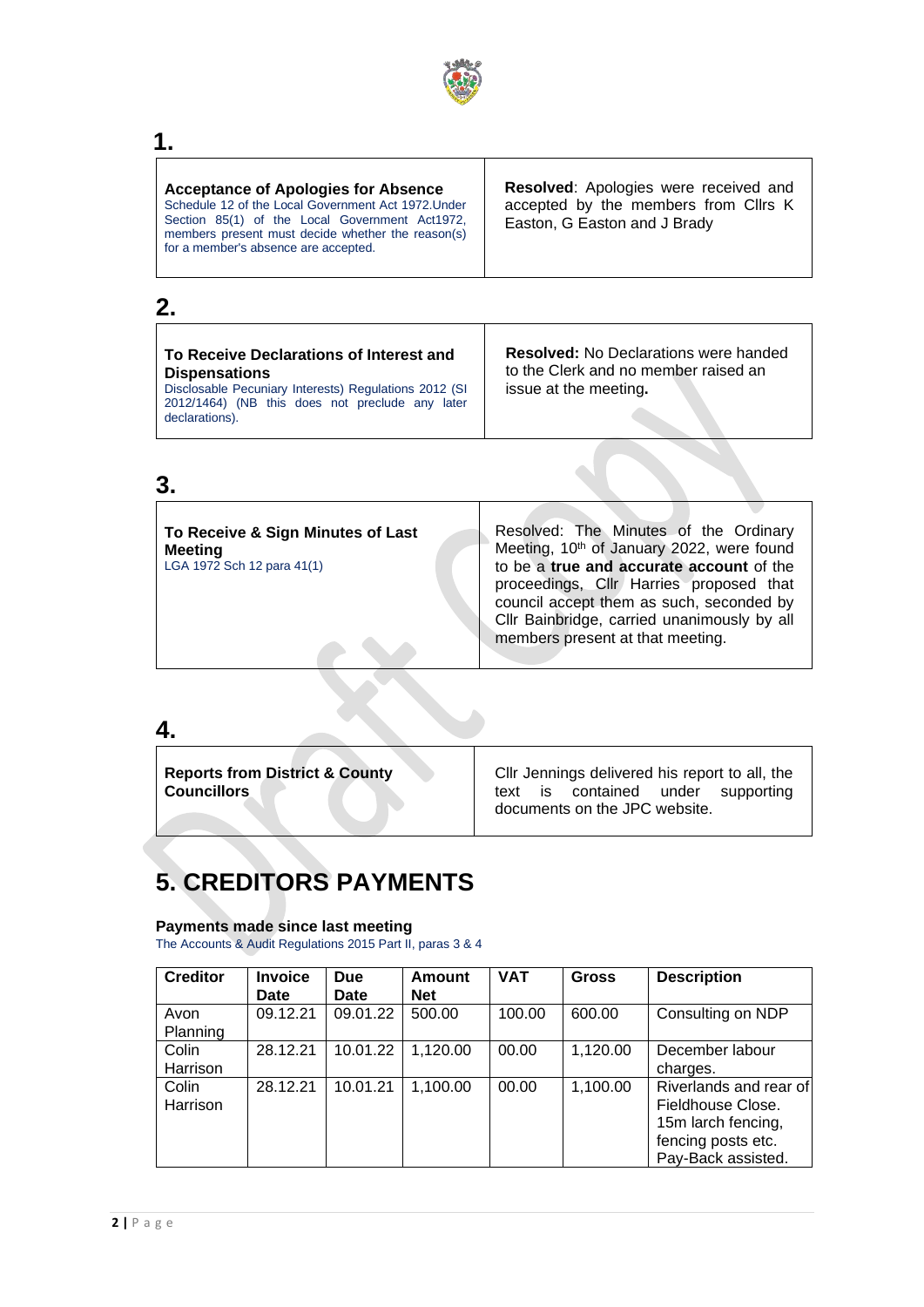## 1.

| **Acceptance of Apologies for Absence**<br>Schedule 12 of the Local Government Act 1972.Under Section 85(1) of the Local Government Act1972, members present must decide whether the reason(s) for a member's absence are accepted. | **Resolved**: Apologies were received and accepted by the members from Cllrs K Easton, G Easton and J Brady |
|---|---|

## 2.

| **To Receive Declarations of Interest and Dispensations**<br>Disclosable Pecuniary Interests) Regulations 2012 (SI 2012/1464) (NB this does not preclude any later declarations). | **Resolved:** No Declarations were handed to the Clerk and no member raised an issue at the meeting**.** |
|---|---|

## 3.

| **To Receive & Sign Minutes of Last Meeting**<br>LGA 1972 Sch 12 para 41(1) | Resolved: The Minutes of the Ordinary Meeting, 10th of January 2022, were found to be a **true and accurate account** of the proceedings, Cllr Harries proposed that council accept them as such, seconded by Cllr Bainbridge, carried unanimously by all members present at that meeting. |
|---|---|

## 4.

| **Reports from District & County Councillors** | Cllr Jennings delivered his report to all, the text is contained under supporting documents on the JPC website. |
|---|---|

# 5. CREDITORS PAYMENTS

**Payments made since last meeting**
The Accounts & Audit Regulations 2015 Part II, paras 3 & 4

| Creditor | Invoice Date | Due Date | Amount Net | VAT | Gross | Description |
|---|---|---|---|---|---|---|
| Avon Planning | 09.12.21 | 09.01.22 | 500.00 | 100.00 | 600.00 | Consulting on NDP |
| Colin Harrison | 28.12.21 | 10.01.22 | 1,120.00 | 00.00 | 1,120.00 | December labour charges. |
| Colin Harrison | 28.12.21 | 10.01.21 | 1,100.00 | 00.00 | 1,100.00 | Riverlands and rear of Fieldhouse Close. 15m larch fencing, fencing posts etc. Pay-Back assisted. |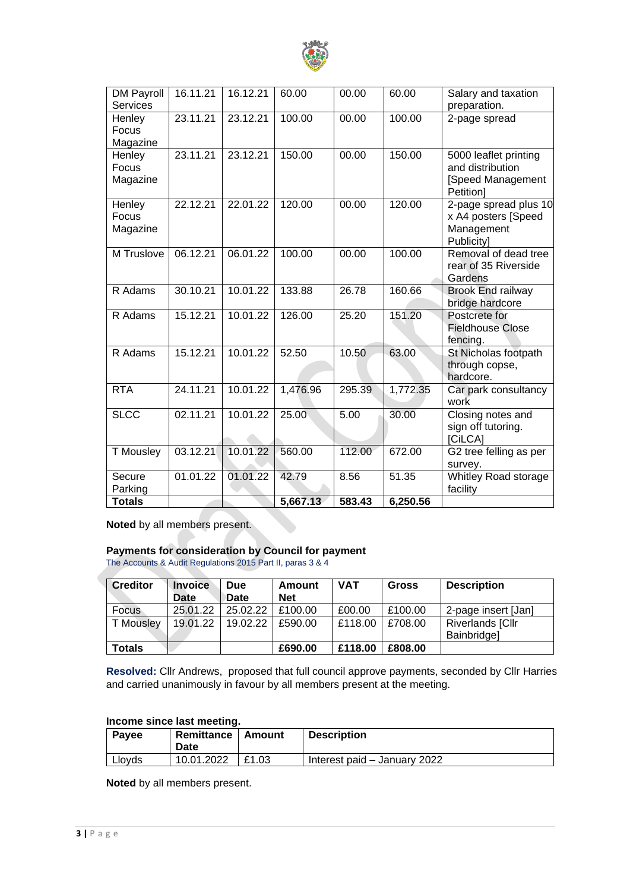| DM Payroll Services | 16.11.21 | 16.12.21 | 60.00 | 00.00 | 60.00 | Salary and taxation preparation. |
|---|---|---|---|---|---|---|
| Henley Focus Magazine | 23.11.21 | 23.12.21 | 100.00 | 00.00 | 100.00 | 2-page spread |
| Henley Focus Magazine | 23.11.21 | 23.12.21 | 150.00 | 00.00 | 150.00 | 5000 leaflet printing and distribution [Speed Management Petition] |
| Henley Focus Magazine | 22.12.21 | 22.01.22 | 120.00 | 00.00 | 120.00 | 2-page spread plus 10 x A4 posters [Speed Management Publicity] |
| M Truslove | 06.12.21 | 06.01.22 | 100.00 | 00.00 | 100.00 | Removal of dead tree rear of 35 Riverside Gardens |
| R Adams | 30.10.21 | 10.01.22 | 133.88 | 26.78 | 160.66 | Brook End railway bridge hardcore |
| R Adams | 15.12.21 | 10.01.22 | 126.00 | 25.20 | 151.20 | Postcrete for Fieldhouse Close fencing. |
| R Adams | 15.12.21 | 10.01.22 | 52.50 | 10.50 | 63.00 | St Nicholas footpath through copse, hardcore. |
| RTA | 24.11.21 | 10.01.22 | 1,476.96 | 295.39 | 1,772.35 | Car park consultancy work |
| SLCC | 02.11.21 | 10.01.22 | 25.00 | 5.00 | 30.00 | Closing notes and sign off tutoring. [CiLCA] |
| T Mousley | 03.12.21 | 10.01.22 | 560.00 | 112.00 | 672.00 | G2 tree felling as per survey. |
| Secure Parking | 01.01.22 | 01.01.22 | 42.79 | 8.56 | 51.35 | Whitley Road storage facility |
| **Totals** | | | **5,667.13** | **583.43** | **6,250.56** | |

**Noted** by all members present.

### Payments for consideration by Council for payment

The Accounts & Audit Regulations 2015 Part II, paras 3 & 4

| Creditor | Invoice Date | Due Date | Amount Net | VAT | Gross | Description |
|---|---|---|---|---|---|---|
| Focus | 25.01.22 | 25.02.22 | £100.00 | £00.00 | £100.00 | 2-page insert [Jan] |
| T Mousley | 19.01.22 | 19.02.22 | £590.00 | £118.00 | £708.00 | Riverlands [Cllr Bainbridge] |
| **Totals** | | | **£690.00** | **£118.00** | **£808.00** | |

**Resolved:** Cllr Andrews, proposed that full council approve payments, seconded by Cllr Harries and carried unanimously in favour by all members present at the meeting.

### Income since last meeting.

| Payee | Remittance Date | Amount | Description |
|---|---|---|---|
| Lloyds | 10.01.2022 | £1.03 | Interest paid – January 2022 |

**Noted** by all members present.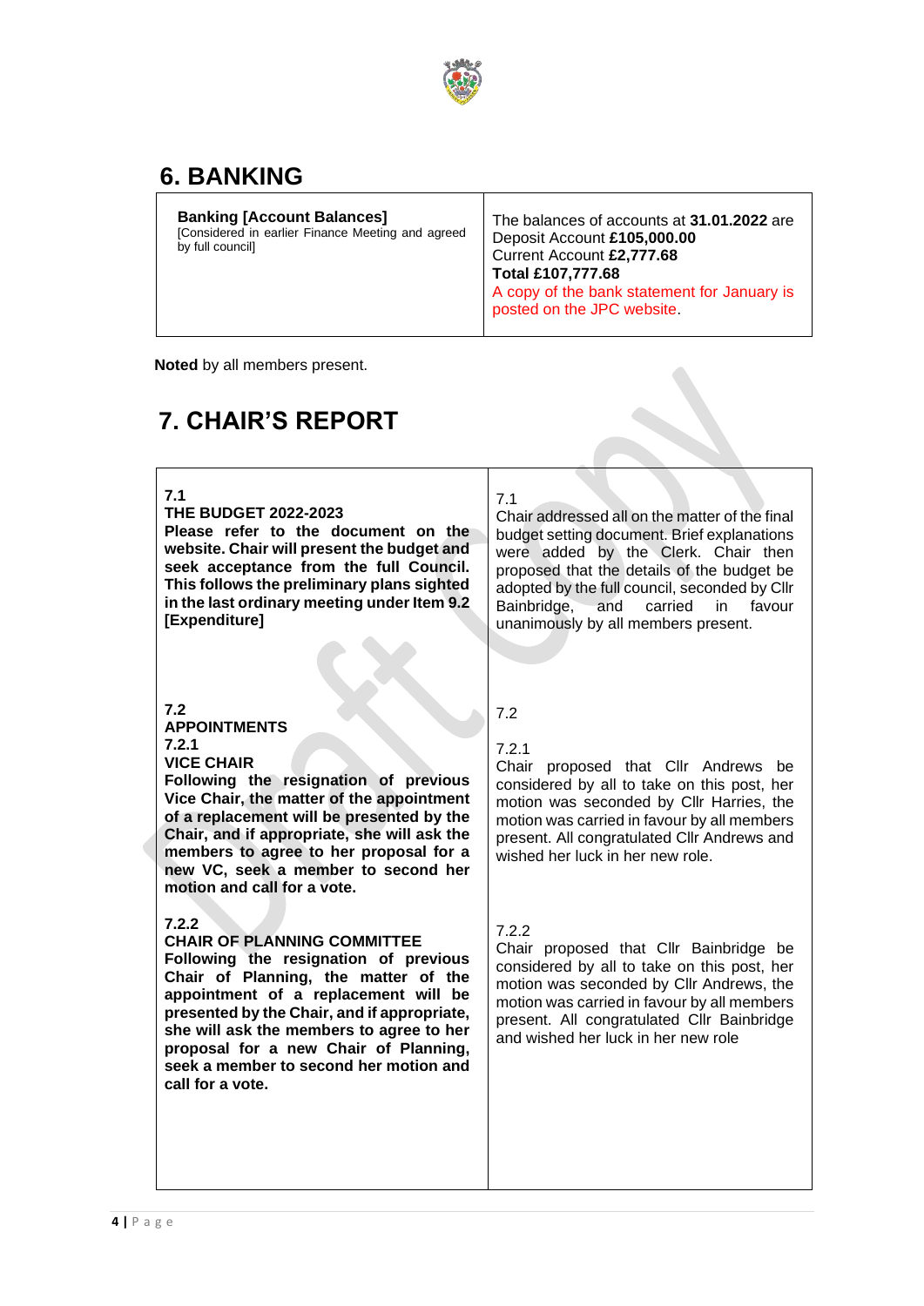## 6. BANKING

| **Banking [Account Balances]** [Considered in earlier Finance Meeting and agreed by full council] | The balances of accounts at **31.01.2022** are Deposit Account **£105,000.00** Current Account **£2,777.68** **Total £107,777.68** A copy of the bank statement for January is posted on the JPC website. |
|---|---|

**Noted** by all members present.

## 7. CHAIR'S REPORT

| | |
|---|---|
| **7.1** **THE BUDGET 2022-2023** **Please refer to the document on the website. Chair will present the budget and seek acceptance from the full Council. This follows the preliminary plans sighted in the last ordinary meeting under Item 9.2 [Expenditure]** | 7.1 Chair addressed all on the matter of the final budget setting document. Brief explanations were added by the Clerk. Chair then proposed that the details of the budget be adopted by the full council, seconded by Cllr Bainbridge, and carried in favour unanimously by all members present. |
| **7.2** **APPOINTMENTS** | 7.2 |
| **7.2.1** **VICE CHAIR** **Following the resignation of previous Vice Chair, the matter of the appointment of a replacement will be presented by the Chair, and if appropriate, she will ask the members to agree to her proposal for a new VC, seek a member to second her motion and call for a vote.** | 7.2.1 Chair proposed that Cllr Andrews be considered by all to take on this post, her motion was seconded by Cllr Harries, the motion was carried in favour by all members present. All congratulated Cllr Andrews and wished her luck in her new role. |
| **7.2.2** **CHAIR OF PLANNING COMMITTEE** **Following the resignation of previous Chair of Planning, the matter of the appointment of a replacement will be presented by the Chair, and if appropriate, she will ask the members to agree to her proposal for a new Chair of Planning, seek a member to second her motion and call for a vote.** | 7.2.2 Chair proposed that Cllr Bainbridge be considered by all to take on this post, her motion was seconded by Cllr Andrews, the motion was carried in favour by all members present. All congratulated Cllr Bainbridge and wished her luck in her new role |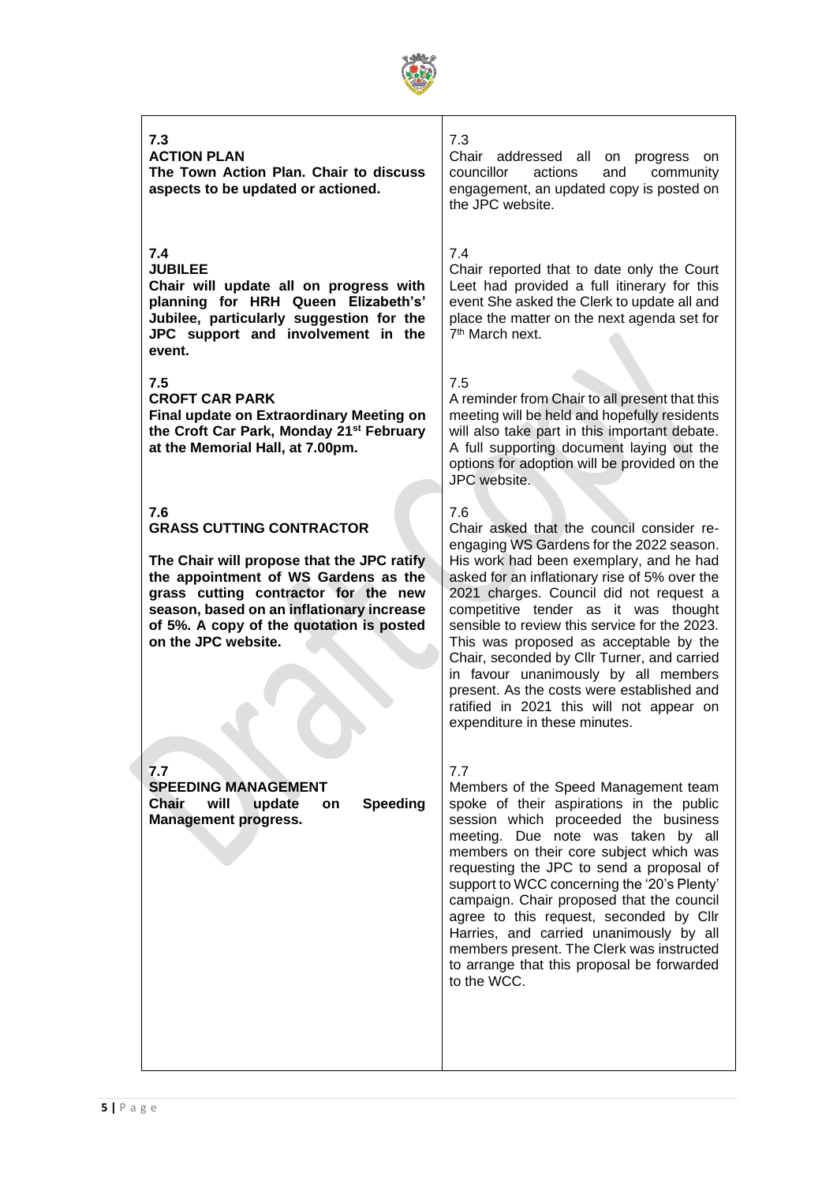| | |
|---|---|
| **7.3**<br>**ACTION PLAN**<br>**The Town Action Plan. Chair to discuss aspects to be updated or actioned.** | 7.3<br>Chair addressed all on progress on councillor actions and community engagement, an updated copy is posted on the JPC website. |
| **7.4**<br>**JUBILEE**<br>**Chair will update all on progress with planning for HRH Queen Elizabeth's' Jubilee, particularly suggestion for the JPC support and involvement in the event.** | 7.4<br>Chair reported that to date only the Court Leet had provided a full itinerary for this event She asked the Clerk to update all and place the matter on the next agenda set for 7th March next. |
| **7.5**<br>**CROFT CAR PARK**<br>**Final update on Extraordinary Meeting on the Croft Car Park, Monday 21st February at the Memorial Hall, at 7.00pm.** | 7.5<br>A reminder from Chair to all present that this meeting will be held and hopefully residents will also take part in this important debate. A full supporting document laying out the options for adoption will be provided on the JPC website. |
| **7.6**<br>**GRASS CUTTING CONTRACTOR**<br><br>**The Chair will propose that the JPC ratify the appointment of WS Gardens as the grass cutting contractor for the new season, based on an inflationary increase of 5%. A copy of the quotation is posted on the JPC website.** | 7.6<br>Chair asked that the council consider re-engaging WS Gardens for the 2022 season. His work had been exemplary, and he had asked for an inflationary rise of 5% over the 2021 charges. Council did not request a competitive tender as it was thought sensible to review this service for the 2023. This was proposed as acceptable by the Chair, seconded by Cllr Turner, and carried in favour unanimously by all members present. As the costs were established and ratified in 2021 this will not appear on expenditure in these minutes. |
| **7.7**<br>**SPEEDING MANAGEMENT**<br>**Chair will update on Speeding Management progress.** | 7.7<br>Members of the Speed Management team spoke of their aspirations in the public session which proceeded the business meeting. Due note was taken by all members on their core subject which was requesting the JPC to send a proposal of support to WCC concerning the '20's Plenty' campaign. Chair proposed that the council agree to this request, seconded by Cllr Harries, and carried unanimously by all members present. The Clerk was instructed to arrange that this proposal be forwarded to the WCC. |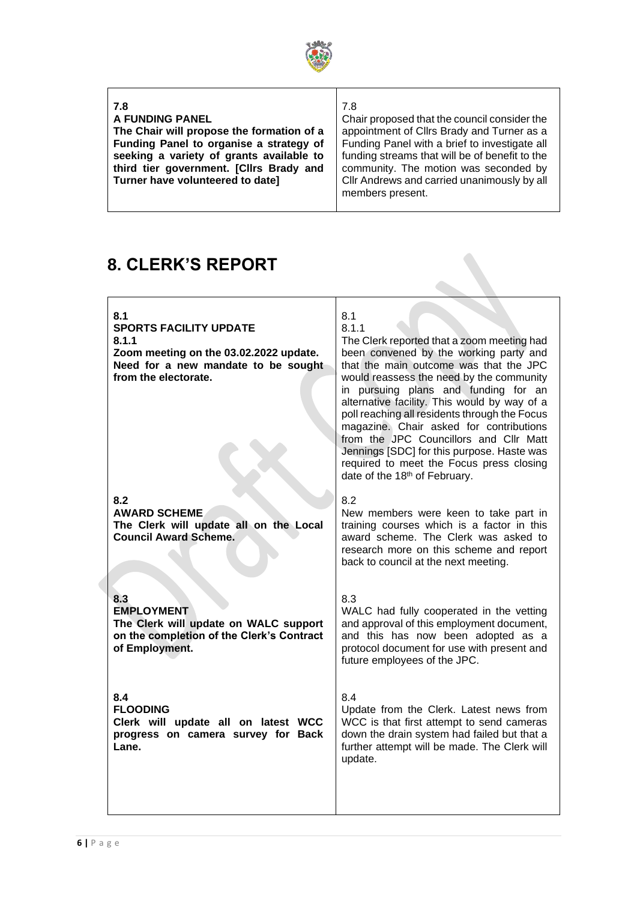| **7.8**<br>**A FUNDING PANEL**<br>**The Chair will propose the formation of a Funding Panel to organise a strategy of seeking a variety of grants available to third tier government. [Cllrs Brady and Turner have volunteered to date]** | 7.8<br>Chair proposed that the council consider the appointment of Cllrs Brady and Turner as a Funding Panel with a brief to investigate all funding streams that will be of benefit to the community. The motion was seconded by Cllr Andrews and carried unanimously by all members present. |
|---|---|

## 8. CLERK'S REPORT

| **8.1**<br>**SPORTS FACILITY UPDATE**<br>**8.1.1**<br>**Zoom meeting on the 03.02.2022 update. Need for a new mandate to be sought from the electorate.** | 8.1<br>8.1.1<br>The Clerk reported that a zoom meeting had been convened by the working party and that the main outcome was that the JPC would reassess the need by the community in pursuing plans and funding for an alternative facility. This would by way of a poll reaching all residents through the Focus magazine. Chair asked for contributions from the JPC Councillors and Cllr Matt Jennings [SDC] for this purpose. Haste was required to meet the Focus press closing date of the 18th of February. |
|---|---|
| **8.2**<br>**AWARD SCHEME**<br>**The Clerk will update all on the Local Council Award Scheme.** | 8.2<br>New members were keen to take part in training courses which is a factor in this award scheme. The Clerk was asked to research more on this scheme and report back to council at the next meeting. |
| **8.3**<br>**EMPLOYMENT**<br>**The Clerk will update on WALC support on the completion of the Clerk's Contract of Employment.** | 8.3<br>WALC had fully cooperated in the vetting and approval of this employment document, and this has now been adopted as a protocol document for use with present and future employees of the JPC. |
| **8.4**<br>**FLOODING**<br>**Clerk will update all on latest WCC progress on camera survey for Back Lane.** | 8.4<br>Update from the Clerk. Latest news from WCC is that first attempt to send cameras down the drain system had failed but that a further attempt will be made. The Clerk will update. |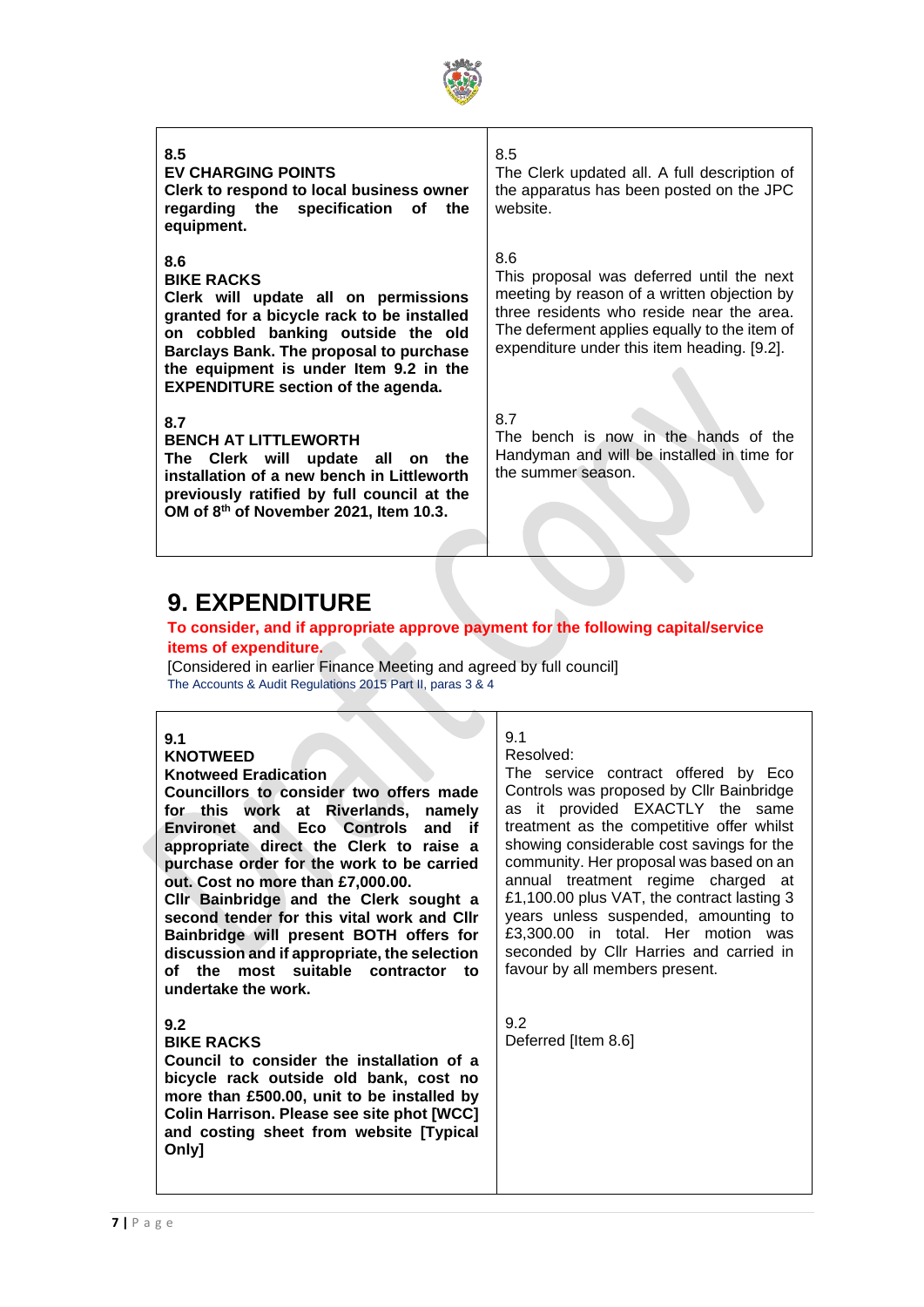| | |
|---|---|
| **8.5**<br>**EV CHARGING POINTS**<br>**Clerk to respond to local business owner regarding the specification of the equipment.** | 8.5<br>The Clerk updated all. A full description of the apparatus has been posted on the JPC website. |
| **8.6**<br>**BIKE RACKS**<br>**Clerk will update all on permissions granted for a bicycle rack to be installed on cobbled banking outside the old Barclays Bank. The proposal to purchase the equipment is under Item 9.2 in the EXPENDITURE section of the agenda.** | 8.6<br>This proposal was deferred until the next meeting by reason of a written objection by three residents who reside near the area. The deferment applies equally to the item of expenditure under this item heading. [9.2]. |
| **8.7**<br>**BENCH AT LITTLEWORTH**<br>**The Clerk will update all on the installation of a new bench in Littleworth previously ratified by full council at the OM of 8th of November 2021, Item 10.3.** | 8.7<br>The bench is now in the hands of the Handyman and will be installed in time for the summer season. |

# 9. EXPENDITURE

**To consider, and if appropriate approve payment for the following capital/service items of expenditure.**

[Considered in earlier Finance Meeting and agreed by full council]

The Accounts & Audit Regulations 2015 Part II, paras 3 & 4

| | |
|---|---|
| **9.1**<br>**KNOTWEED**<br>**Knotweed Eradication**<br>**Councillors to consider two offers made for this work at Riverlands, namely Environet and Eco Controls and if appropriate direct the Clerk to raise a purchase order for the work to be carried out. Cost no more than £7,000.00.**<br>**Cllr Bainbridge and the Clerk sought a second tender for this vital work and Cllr Bainbridge will present BOTH offers for discussion and if appropriate, the selection of the most suitable contractor to undertake the work.** | 9.1<br>Resolved:<br>The service contract offered by Eco Controls was proposed by Cllr Bainbridge as it provided EXACTLY the same treatment as the competitive offer whilst showing considerable cost savings for the community. Her proposal was based on an annual treatment regime charged at £1,100.00 plus VAT, the contract lasting 3 years unless suspended, amounting to £3,300.00 in total. Her motion was seconded by Cllr Harries and carried in favour by all members present. |
| **9.2**<br>**BIKE RACKS**<br>**Council to consider the installation of a bicycle rack outside old bank, cost no more than £500.00, unit to be installed by Colin Harrison. Please see site phot [WCC] and costing sheet from website [Typical Only]** | 9.2<br>Deferred [Item 8.6] |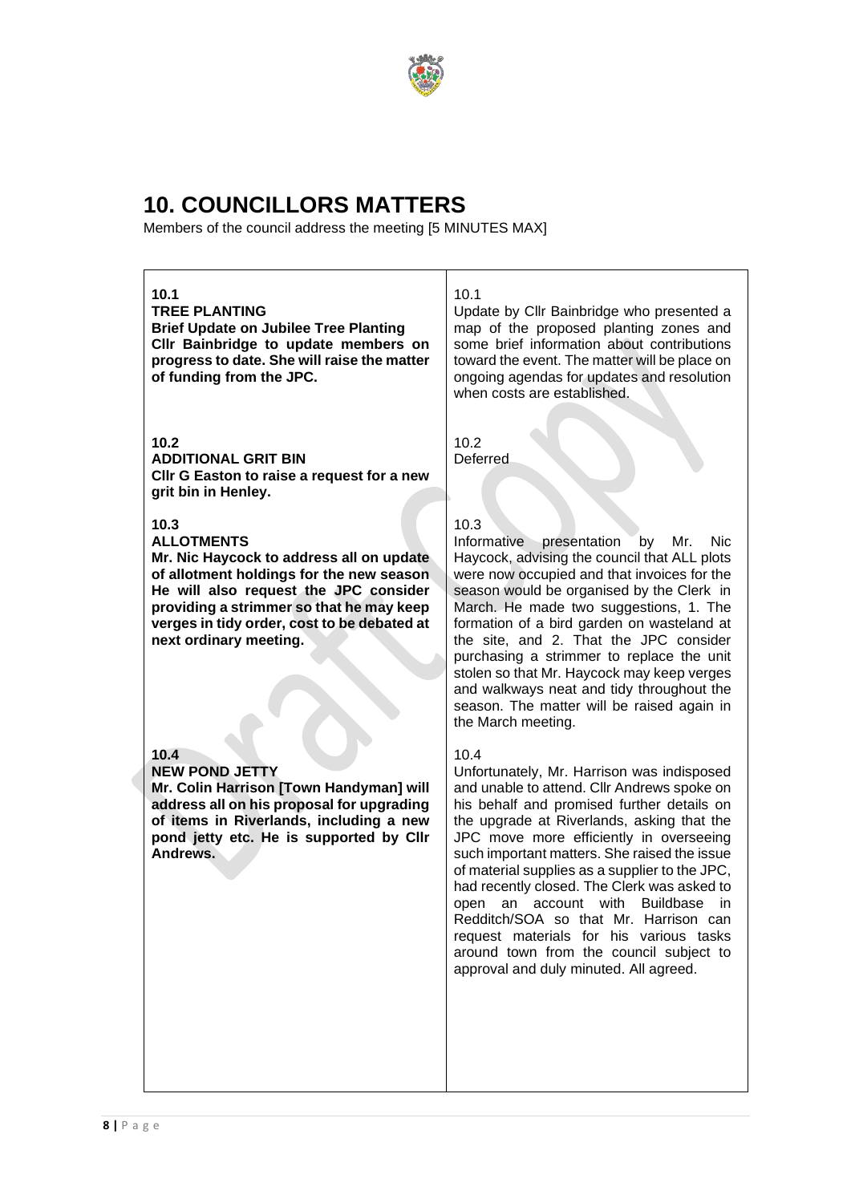## 10. COUNCILLORS MATTERS

Members of the council address the meeting [5 MINUTES MAX]

| | |
|---|---|
| **10.1**<br>**TREE PLANTING**<br>**Brief Update on Jubilee Tree Planting**<br>**Cllr Bainbridge to update members on progress to date. She will raise the matter of funding from the JPC.** | 10.1<br>Update by Cllr Bainbridge who presented a map of the proposed planting zones and some brief information about contributions toward the event. The matter will be place on ongoing agendas for updates and resolution when costs are established. |
| **10.2**<br>**ADDITIONAL GRIT BIN**<br>**Cllr G Easton to raise a request for a new grit bin in Henley.** | 10.2<br>Deferred |
| **10.3**<br>**ALLOTMENTS**<br>**Mr. Nic Haycock to address all on update of allotment holdings for the new season He will also request the JPC consider providing a strimmer so that he may keep verges in tidy order, cost to be debated at next ordinary meeting.** | 10.3<br>Informative presentation by Mr. Nic Haycock, advising the council that ALL plots were now occupied and that invoices for the season would be organised by the Clerk in March. He made two suggestions, 1. The formation of a bird garden on wasteland at the site, and 2. That the JPC consider purchasing a strimmer to replace the unit stolen so that Mr. Haycock may keep verges and walkways neat and tidy throughout the season. The matter will be raised again in the March meeting. |
| **10.4**<br>**NEW POND JETTY**<br>**Mr. Colin Harrison [Town Handyman] will address all on his proposal for upgrading of items in Riverlands, including a new pond jetty etc. He is supported by Cllr Andrews.** | 10.4<br>Unfortunately, Mr. Harrison was indisposed and unable to attend. Cllr Andrews spoke on his behalf and promised further details on the upgrade at Riverlands, asking that the JPC move more efficiently in overseeing such important matters. She raised the issue of material supplies as a supplier to the JPC, had recently closed. The Clerk was asked to open an account with Buildbase in Redditch/SOA so that Mr. Harrison can request materials for his various tasks around town from the council subject to approval and duly minuted. All agreed. |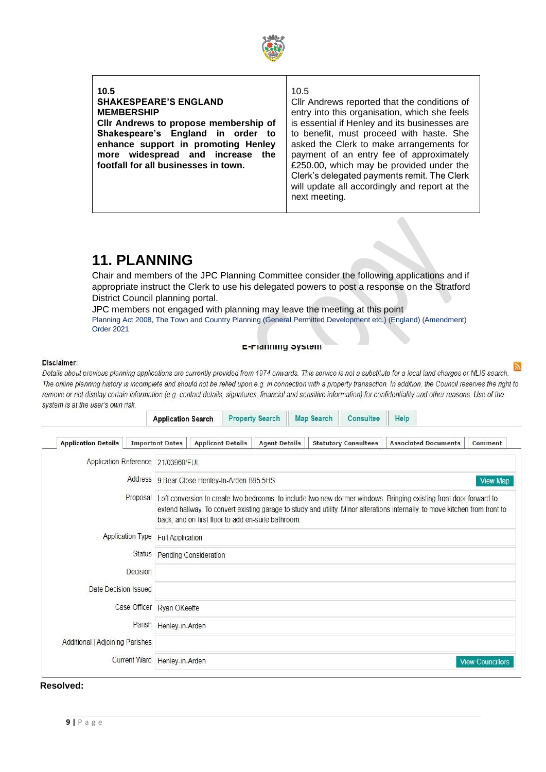| 10.5<br>**SHAKESPEARE'S ENGLAND MEMBERSHIP**<br>**Cllr Andrews to propose membership of Shakespeare's England in order to enhance support in promoting Henley more widespread and increase the footfall for all businesses in town.** | 10.5<br>Cllr Andrews reported that the conditions of entry into this organisation, which she feels is essential if Henley and its businesses are to benefit, must proceed with haste. She asked the Clerk to make arrangements for payment of an entry fee of approximately £250.00, which may be provided under the Clerk's delegated payments remit. The Clerk will update all accordingly and report at the next meeting. |
|---|---|

# 11. PLANNING

Chair and members of the JPC Planning Committee consider the following applications and if appropriate instruct the Clerk to use his delegated powers to post a response on the Stratford District Council planning portal.

JPC members not engaged with planning may leave the meeting at this point

Planning Act 2008, The Town and Country Planning (General Permitted Development etc.) (England) (Amendment) Order 2021

**E-Planning System**

**Disclaimer:**

*Details about previous planning applications are currently provided from 1974 onwards. This service is not a substitute for a local land charges or NLIS search. The online planning history is incomplete and should not be relied upon e.g. in connection with a property transaction. In addition, the Council reserves the right to remove or not display certain information (e.g. contact details, signatures, financial and sensitive information) for confidentiality and other reasons. Use of the system is at the user's own risk.*

Application Search | Property Search | Map Search | Consultee | Help

Application Details | Important Dates | Applicant Details | Agent Details | Statutory Consultees | Associated Documents | Comment

| | |
|---|---|
| Application Reference | 21/03960/FUL |
| Address | 9 Bear Close Henley-In-Arden B95 5HS (View Map) |
| Proposal | Loft conversion to create two bedrooms, to include two new dormer windows. Bringing existing front door forward to extend hallway. To convert existing garage to study and utility. Minor alterations internally, to move kitchen from front to back, and on first floor to add en-suite bathroom. |
| Application Type | Full Application |
| Status | Pending Consideration |
| Decision | |
| Date Decision Issued | |
| Case Officer | Ryan OKeeffe |
| Parish | Henley-in-Arden |
| Additional \| Adjoining Parishes | |
| Current Ward | Henley-in-Arden (View Councillors) |

**Resolved:**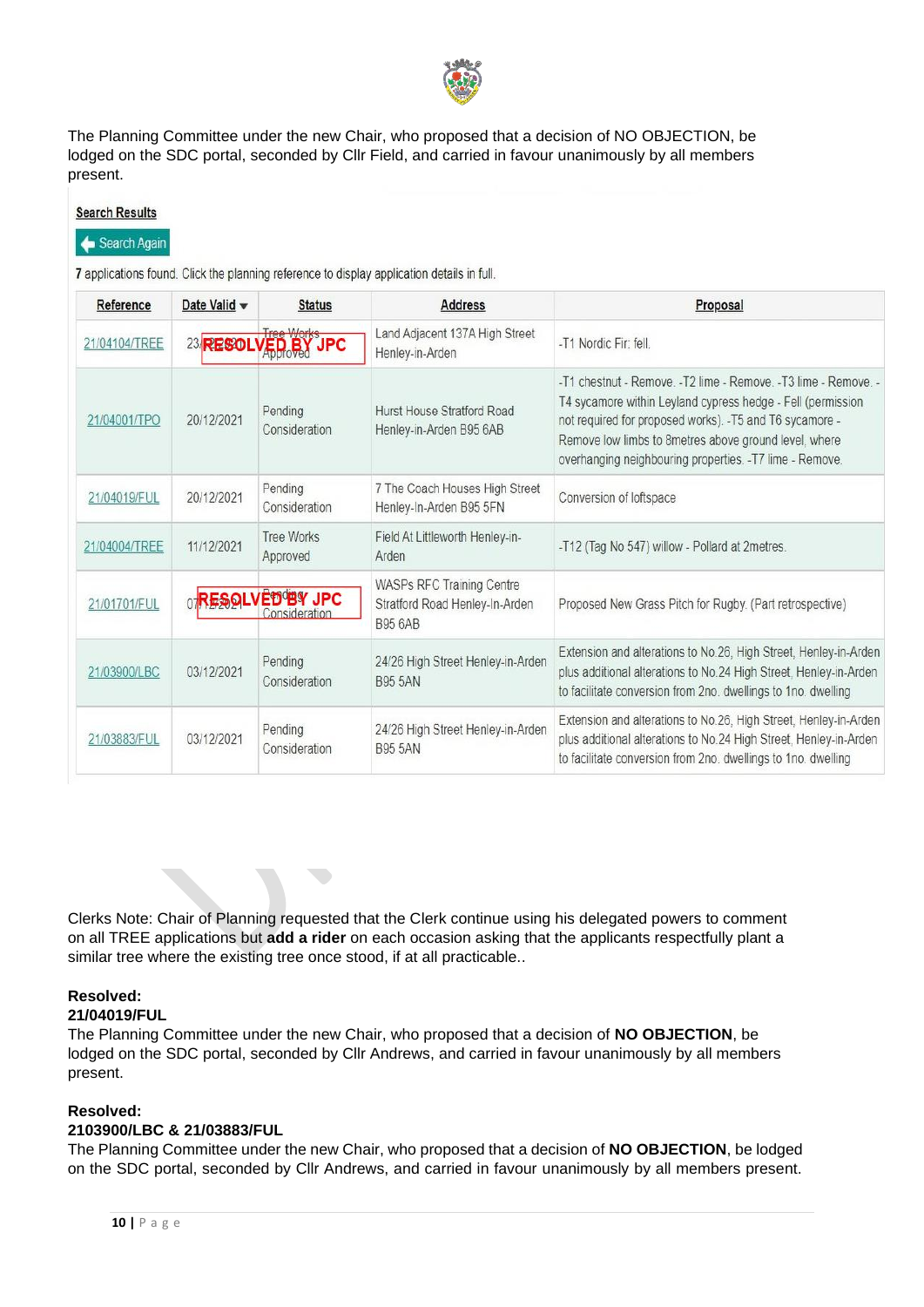The Planning Committee under the new Chair, who proposed that a decision of NO OBJECTION, be lodged on the SDC portal, seconded by Cllr Field, and carried in favour unanimously by all members present.

**Search Results**

Search Again

**7** applications found. Click the planning reference to display application details in full.

| Reference | Date Valid | Status | Address | Proposal |
|---|---|---|---|---|
| 21/04104/TREE | 23/12/2021 | Tree Works Approved **RESOLVED BY JPC** | Land Adjacent 137A High Street Henley-in-Arden | -T1 Nordic Fir: fell. |
| 21/04001/TPO | 20/12/2021 | Pending Consideration | Hurst House Stratford Road Henley-in-Arden B95 6AB | -T1 chestnut - Remove. -T2 lime - Remove. -T3 lime - Remove. -T4 sycamore within Leyland cypress hedge - Fell (permission not required for proposed works). -T5 and T6 sycamore - Remove low limbs to 8metres above ground level, where overhanging neighbouring properties. -T7 lime - Remove. |
| 21/04019/FUL | 20/12/2021 | Pending Consideration | 7 The Coach Houses High Street Henley-In-Arden B95 5FN | Conversion of loftspace |
| 21/04004/TREE | 11/12/2021 | Tree Works Approved | Field At Littleworth Henley-in-Arden | -T12 (Tag No 547) willow - Pollard at 2metres. |
| 21/01701/FUL | 07/12/2021 | Pending Consideration **RESOLVED BY JPC** | WASPs RFC Training Centre Stratford Road Henley-In-Arden B95 6AB | Proposed New Grass Pitch for Rugby. (Part retrospective) |
| 21/03900/LBC | 03/12/2021 | Pending Consideration | 24/26 High Street Henley-in-Arden B95 5AN | Extension and alterations to No.26, High Street, Henley-in-Arden plus additional alterations to No.24 High Street, Henley-in-Arden to facilitate conversion from 2no. dwellings to 1no. dwelling |
| 21/03883/FUL | 03/12/2021 | Pending Consideration | 24/26 High Street Henley-in-Arden B95 5AN | Extension and alterations to No.26, High Street, Henley-in-Arden plus additional alterations to No.24 High Street, Henley-in-Arden to facilitate conversion from 2no. dwellings to 1no. dwelling |

Clerks Note: Chair of Planning requested that the Clerk continue using his delegated powers to comment on all TREE applications but **add a rider** on each occasion asking that the applicants respectfully plant a similar tree where the existing tree once stood, if at all practicable..

**Resolved:**
**21/04019/FUL**
The Planning Committee under the new Chair, who proposed that a decision of **NO OBJECTION**, be lodged on the SDC portal, seconded by Cllr Andrews, and carried in favour unanimously by all members present.

**Resolved:**
**2103900/LBC & 21/03883/FUL**
The Planning Committee under the new Chair, who proposed that a decision of **NO OBJECTION**, be lodged on the SDC portal, seconded by Cllr Andrews, and carried in favour unanimously by all members present.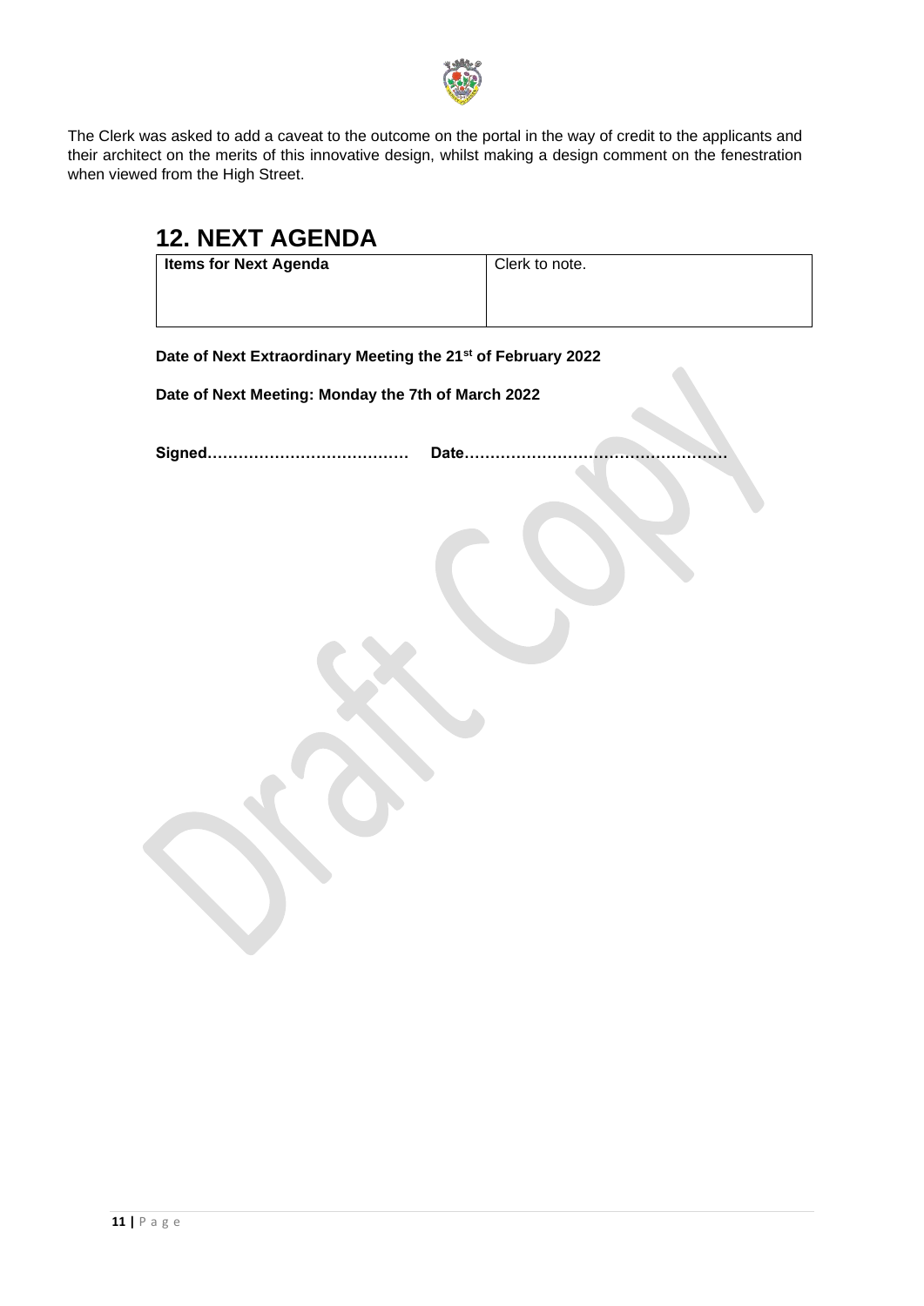The Clerk was asked to add a caveat to the outcome on the portal in the way of credit to the applicants and their architect on the merits of this innovative design, whilst making a design comment on the fenestration when viewed from the High Street.

## 12. NEXT AGENDA

| | |
|---|---|
| **Items for Next Agenda** | Clerk to note. |

**Date of Next Extraordinary Meeting the 21st of February 2022**

**Date of Next Meeting: Monday the 7th of March 2022**

**Signed………………………………… Date……………………………………………**